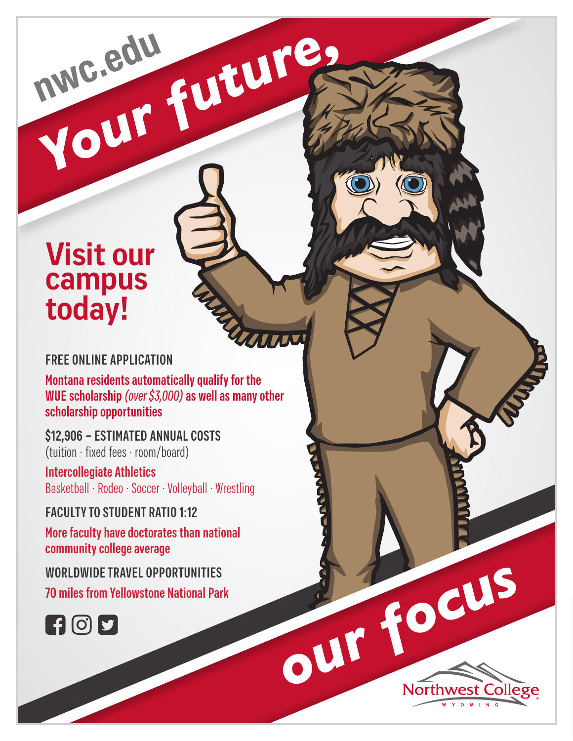nwc.edu

# Your future,

## Visit our campus today!

**FREE ONLINE APPLICATION**

**Montana residents automatically qualify for the WUE scholarship** *(over $3,000)* **as well as many other scholarship opportunities**

**$12,906 – ESTIMATED ANNUAL COSTS**
(tuition · fixed fees · room/board)

**Intercollegiate Athletics**
Basketball · Rodeo · Soccer · Volleyball · Wrestling

**FACULTY TO STUDENT RATIO 1:12**

**More faculty have doctorates than national community college average**

**WORLDWIDE TRAVEL OPPORTUNITIES**

**70 miles from Yellowstone National Park**

# our focus

Northwest College
WYOMING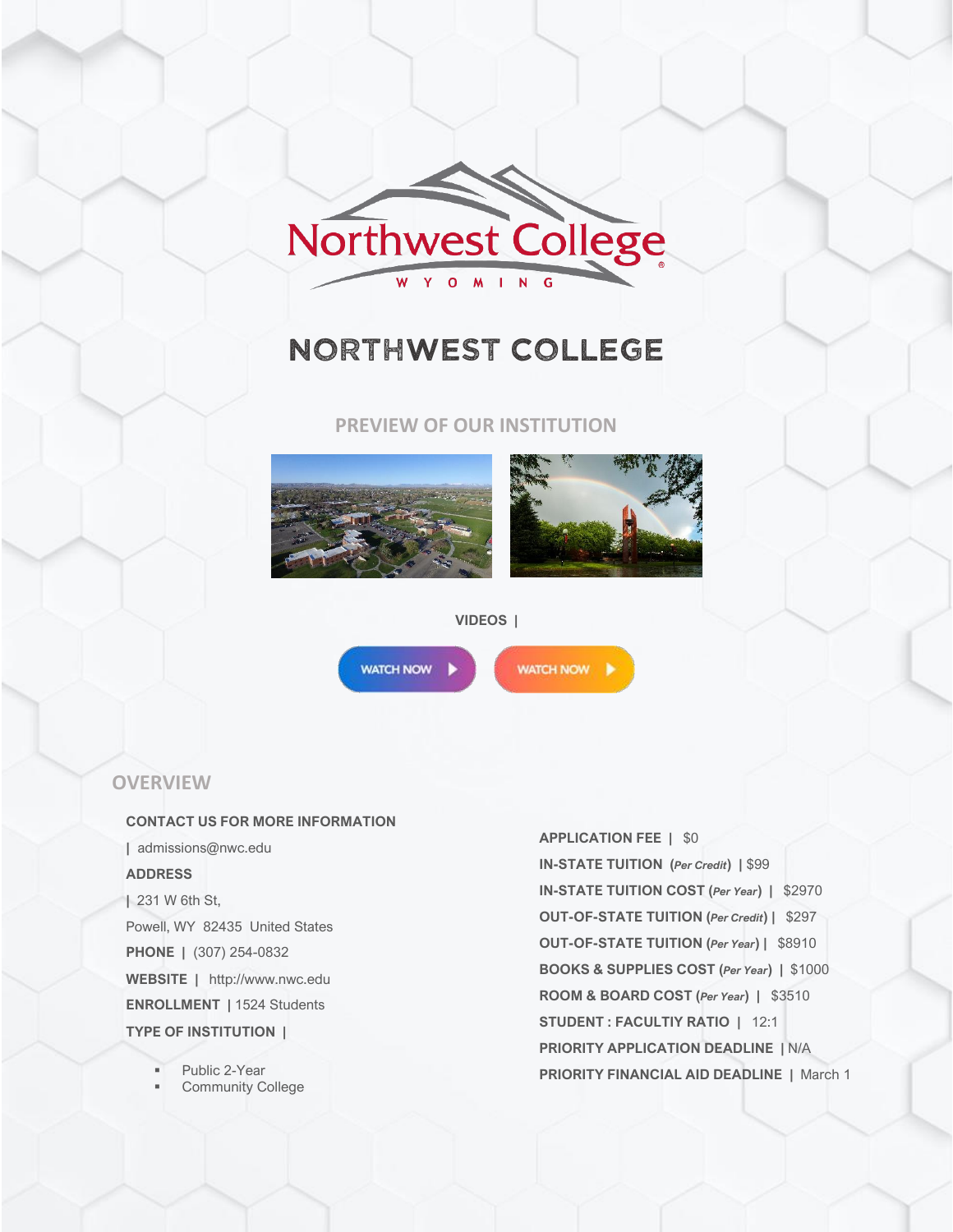# NORTHWEST COLLEGE

## PREVIEW OF OUR INSTITUTION

**VIDEOS |**

WATCH NOW

WATCH NOW

## OVERVIEW

**CONTACT US FOR MORE INFORMATION**

| admissions@nwc.edu

**ADDRESS**

| 231 W 6th St,

Powell, WY 82435 United States

**PHONE |** (307) 254-0832

**WEBSITE |** http://www.nwc.edu

**ENROLLMENT |** 1524 Students

**TYPE OF INSTITUTION |**

- Public 2-Year
- Community College

**APPLICATION FEE |** $0

**IN-STATE TUITION (*Per Credit*) |** $99

**IN-STATE TUITION COST (*Per Year*) |** $2970

**OUT-OF-STATE TUITION (*Per Credit*) |** $297

**OUT-OF-STATE TUITION (*Per Year*) |** $8910

**BOOKS & SUPPLIES COST (*Per Year*) |** $1000

**ROOM & BOARD COST (*Per Year*) |** $3510

**STUDENT : FACULTIY RATIO |** 12:1

**PRIORITY APPLICATION DEADLINE |** N/A

**PRIORITY FINANCIAL AID DEADLINE |** March 1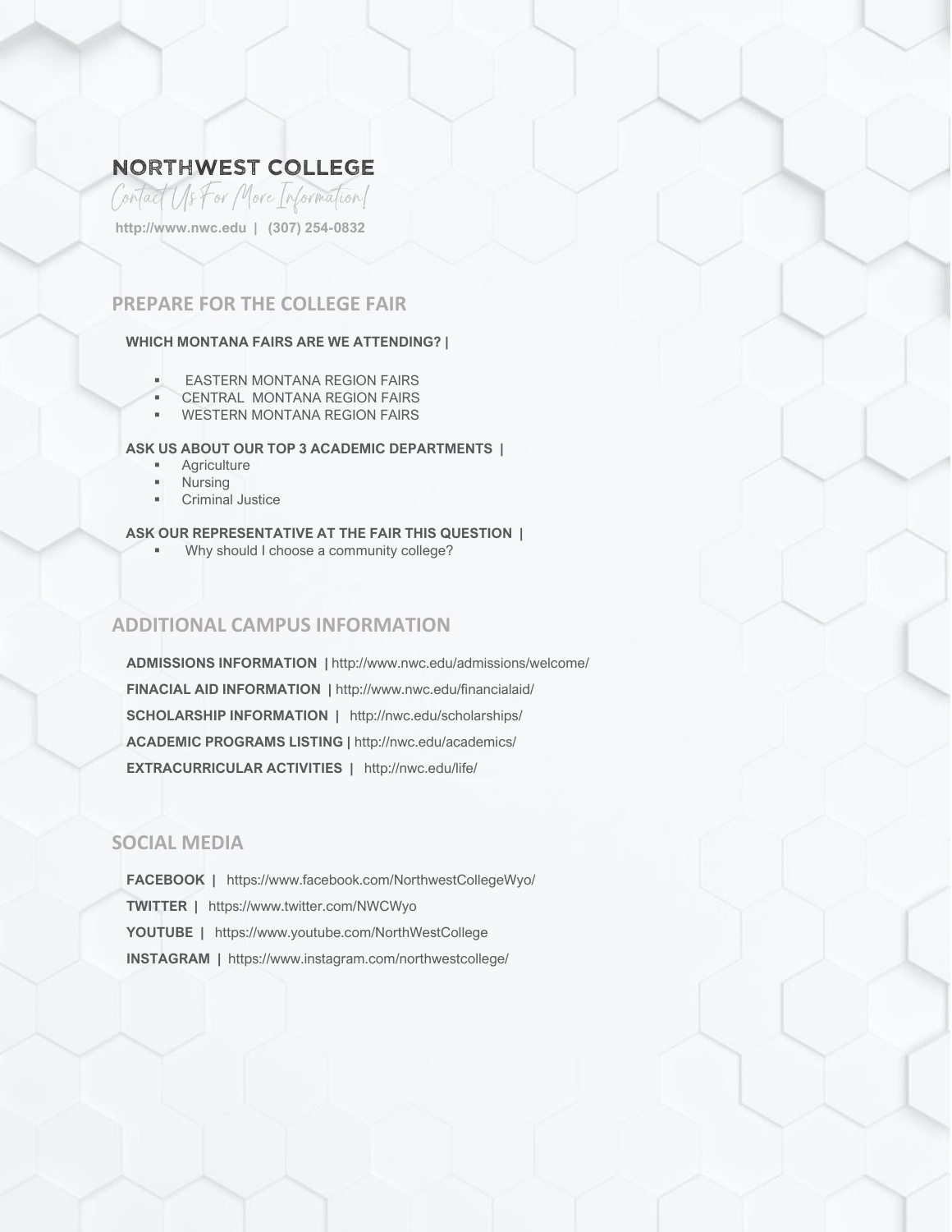# NORTHWEST COLLEGE

*Contact Us For More Information!*

**http://www.nwc.edu | (307) 254-0832**

## PREPARE FOR THE COLLEGE FAIR

**WHICH MONTANA FAIRS ARE WE ATTENDING? |**

- EASTERN MONTANA REGION FAIRS
- CENTRAL MONTANA REGION FAIRS
- WESTERN MONTANA REGION FAIRS

**ASK US ABOUT OUR TOP 3 ACADEMIC DEPARTMENTS |**

- Agriculture
- Nursing
- Criminal Justice

**ASK OUR REPRESENTATIVE AT THE FAIR THIS QUESTION |**

- Why should I choose a community college?

## ADDITIONAL CAMPUS INFORMATION

**ADMISSIONS INFORMATION |** http://www.nwc.edu/admissions/welcome/

**FINACIAL AID INFORMATION |** http://www.nwc.edu/financialaid/

**SCHOLARSHIP INFORMATION |** http://nwc.edu/scholarships/

**ACADEMIC PROGRAMS LISTING |** http://nwc.edu/academics/

**EXTRACURRICULAR ACTIVITIES |** http://nwc.edu/life/

## SOCIAL MEDIA

**FACEBOOK |** https://www.facebook.com/NorthwestCollegeWyo/

**TWITTER |** https://www.twitter.com/NWCWyo

**YOUTUBE |** https://www.youtube.com/NorthWestCollege

**INSTAGRAM |** https://www.instagram.com/northwestcollege/